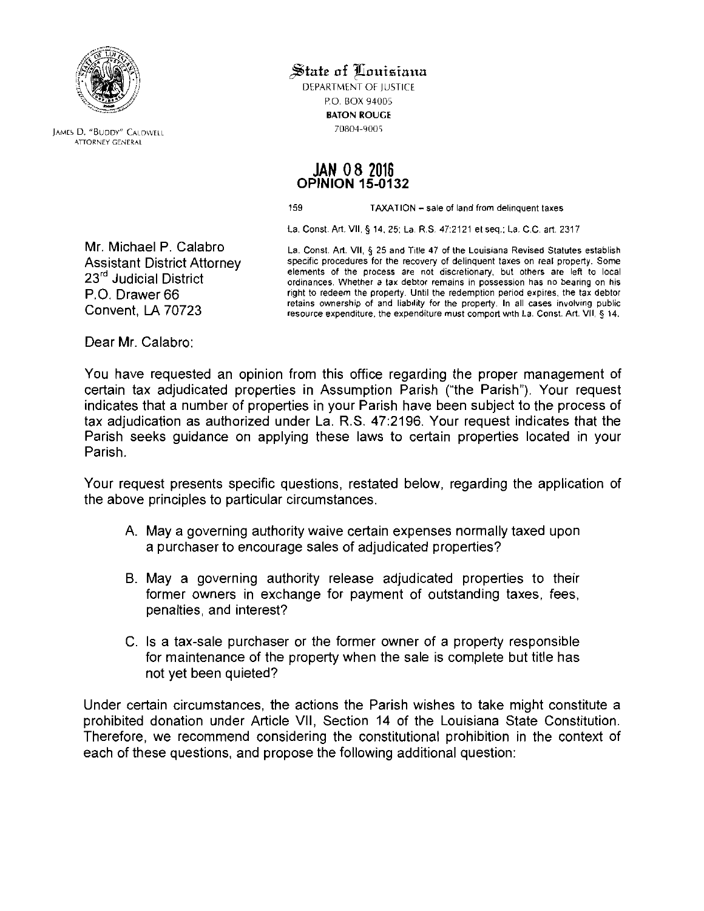James D. "Buddy" Caldwell
Attorney General

**State of Louisiana**
DEPARTMENT OF JUSTICE
P.O. BOX 94005
BATON ROUGE
70804-9005

**JAN 08 2016**
**OPINION 15-0132**

159 TAXATION – sale of land from delinquent taxes

La. Const. Art. VII, § 14, 25; La. R.S. 47:2121 et seq.; La. C.C. art. 2317

La. Const. Art. VII, § 25 and Title 47 of the Louisiana Revised Statutes establish specific procedures for the recovery of delinquent taxes on real property. Some elements of the process are not discretionary, but others are left to local ordinances. Whether a tax debtor remains in possession has no bearing on his right to redeem the property. Until the redemption period expires, the tax debtor retains ownership of and liability for the property. In all cases involving public resource expenditure, the expenditure must comport with La. Const. Art. VII, § 14.

Mr. Michael P. Calabro
Assistant District Attorney
23rd Judicial District
P.O. Drawer 66
Convent, LA 70723

Dear Mr. Calabro:

You have requested an opinion from this office regarding the proper management of certain tax adjudicated properties in Assumption Parish ("the Parish"). Your request indicates that a number of properties in your Parish have been subject to the process of tax adjudication as authorized under La. R.S. 47:2196. Your request indicates that the Parish seeks guidance on applying these laws to certain properties located in your Parish.

Your request presents specific questions, restated below, regarding the application of the above principles to particular circumstances.

A. May a governing authority waive certain expenses normally taxed upon a purchaser to encourage sales of adjudicated properties?

B. May a governing authority release adjudicated properties to their former owners in exchange for payment of outstanding taxes, fees, penalties, and interest?

C. Is a tax-sale purchaser or the former owner of a property responsible for maintenance of the property when the sale is complete but title has not yet been quieted?

Under certain circumstances, the actions the Parish wishes to take might constitute a prohibited donation under Article VII, Section 14 of the Louisiana State Constitution. Therefore, we recommend considering the constitutional prohibition in the context of each of these questions, and propose the following additional question: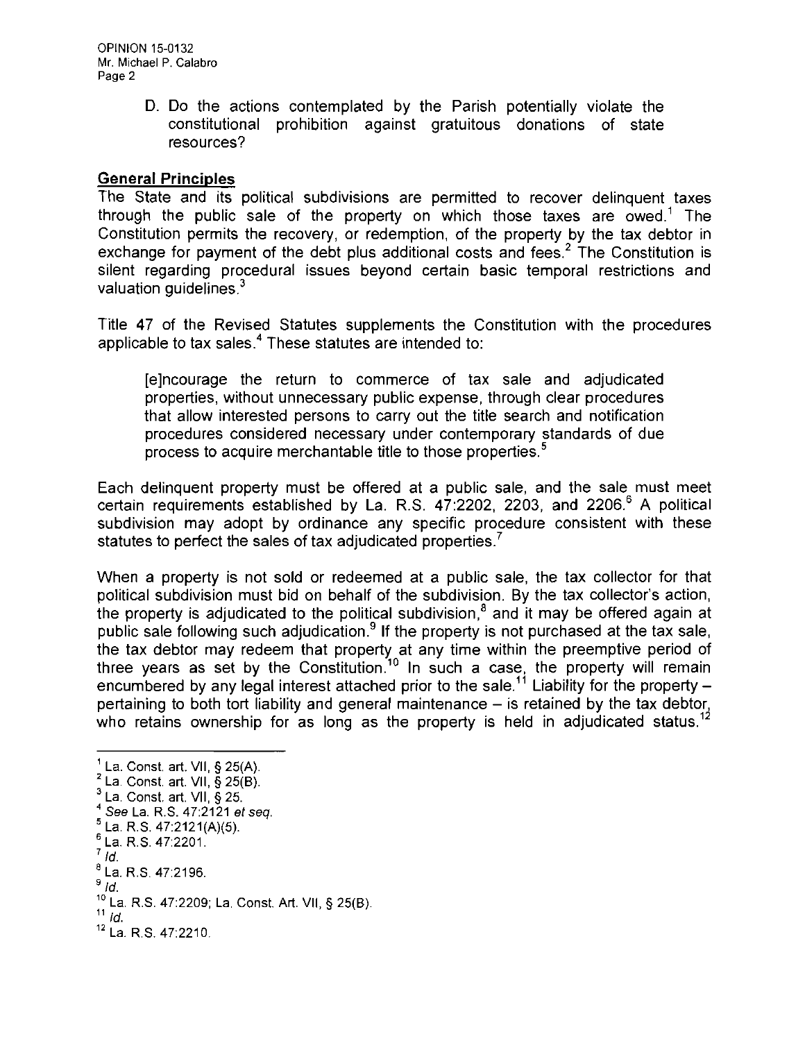D. Do the actions contemplated by the Parish potentially violate the constitutional prohibition against gratuitous donations of state resources?

**General Principles**

The State and its political subdivisions are permitted to recover delinquent taxes through the public sale of the property on which those taxes are owed.[1] The Constitution permits the recovery, or redemption, of the property by the tax debtor in exchange for payment of the debt plus additional costs and fees.[2] The Constitution is silent regarding procedural issues beyond certain basic temporal restrictions and valuation guidelines.[3]

Title 47 of the Revised Statutes supplements the Constitution with the procedures applicable to tax sales.[4] These statutes are intended to:

> [e]ncourage the return to commerce of tax sale and adjudicated properties, without unnecessary public expense, through clear procedures that allow interested persons to carry out the title search and notification procedures considered necessary under contemporary standards of due process to acquire merchantable title to those properties.[5]

Each delinquent property must be offered at a public sale, and the sale must meet certain requirements established by La. R.S. 47:2202, 2203, and 2206.[6] A political subdivision may adopt by ordinance any specific procedure consistent with these statutes to perfect the sales of tax adjudicated properties.[7]

When a property is not sold or redeemed at a public sale, the tax collector for that political subdivision must bid on behalf of the subdivision. By the tax collector's action, the property is adjudicated to the political subdivision,[8] and it may be offered again at public sale following such adjudication.[9] If the property is not purchased at the tax sale, the tax debtor may redeem that property at any time within the preemptive period of three years as set by the Constitution.[10] In such a case, the property will remain encumbered by any legal interest attached prior to the sale.[11] Liability for the property – pertaining to both tort liability and general maintenance – is retained by the tax debtor, who retains ownership for as long as the property is held in adjudicated status.[12]

---

[1] La. Const. art. VII, § 25(A).
[2] La. Const. art. VII, § 25(B).
[3] La. Const. art. VII, § 25.
[4] *See* La. R.S. 47:2121 *et seq.*
[5] La. R.S. 47:2121(A)(5).
[6] La. R.S. 47:2201.
[7] *Id.*
[8] La. R.S. 47:2196.
[9] *Id.*
[10] La. R.S. 47:2209; La. Const. Art. VII, § 25(B).
[11] *Id.*
[12] La. R.S. 47:2210.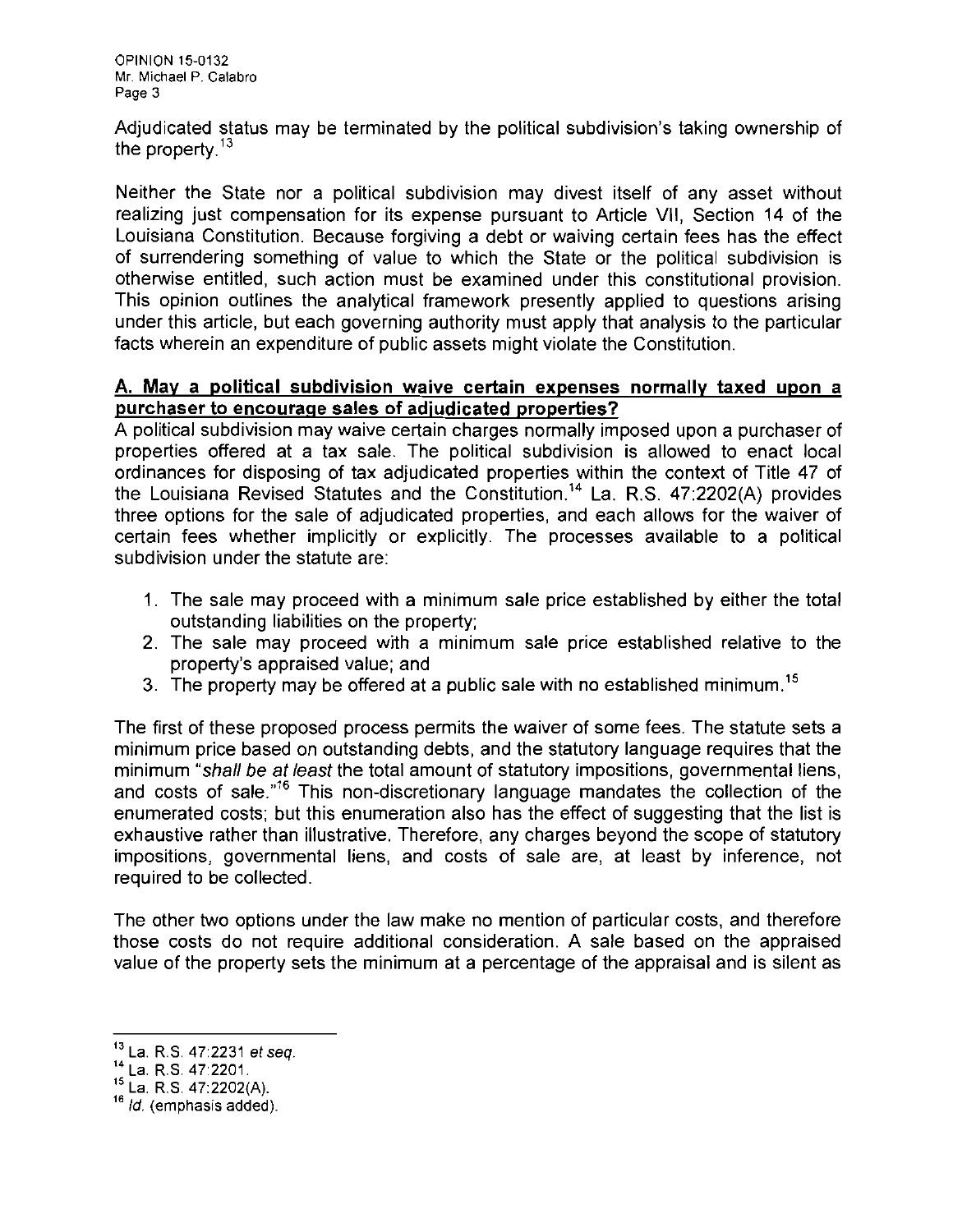Adjudicated status may be terminated by the political subdivision's taking ownership of the property.[13]

Neither the State nor a political subdivision may divest itself of any asset without realizing just compensation for its expense pursuant to Article VII, Section 14 of the Louisiana Constitution. Because forgiving a debt or waiving certain fees has the effect of surrendering something of value to which the State or the political subdivision is otherwise entitled, such action must be examined under this constitutional provision. This opinion outlines the analytical framework presently applied to questions arising under this article, but each governing authority must apply that analysis to the particular facts wherein an expenditure of public assets might violate the Constitution.

**A. May a political subdivision waive certain expenses normally taxed upon a purchaser to encourage sales of adjudicated properties?**

A political subdivision may waive certain charges normally imposed upon a purchaser of properties offered at a tax sale. The political subdivision is allowed to enact local ordinances for disposing of tax adjudicated properties within the context of Title 47 of the Louisiana Revised Statutes and the Constitution.[14] La. R.S. 47:2202(A) provides three options for the sale of adjudicated properties, and each allows for the waiver of certain fees whether implicitly or explicitly. The processes available to a political subdivision under the statute are:

1. The sale may proceed with a minimum sale price established by either the total outstanding liabilities on the property;
2. The sale may proceed with a minimum sale price established relative to the property's appraised value; and
3. The property may be offered at a public sale with no established minimum.[15]

The first of these proposed process permits the waiver of some fees. The statute sets a minimum price based on outstanding debts, and the statutory language requires that the minimum "*shall be at least* the total amount of statutory impositions, governmental liens, and costs of sale."[16] This non-discretionary language mandates the collection of the enumerated costs; but this enumeration also has the effect of suggesting that the list is exhaustive rather than illustrative. Therefore, any charges beyond the scope of statutory impositions, governmental liens, and costs of sale are, at least by inference, not required to be collected.

The other two options under the law make no mention of particular costs, and therefore those costs do not require additional consideration. A sale based on the appraised value of the property sets the minimum at a percentage of the appraisal and is silent as

[13] La. R.S. 47:2231 *et seq.*

[14] La. R.S. 47:2201.

[15] La. R.S. 47:2202(A).

[16] *Id.* (emphasis added).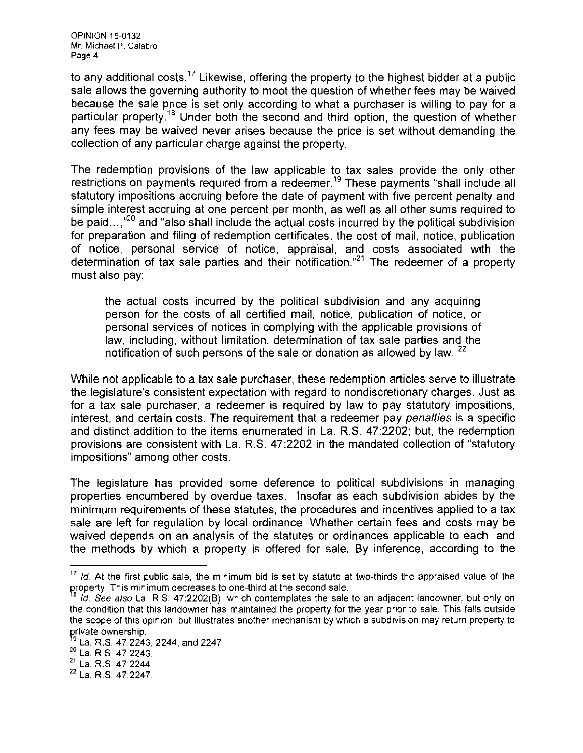to any additional costs.[17] Likewise, offering the property to the highest bidder at a public sale allows the governing authority to moot the question of whether fees may be waived because the sale price is set only according to what a purchaser is willing to pay for a particular property.[18] Under both the second and third option, the question of whether any fees may be waived never arises because the price is set without demanding the collection of any particular charge against the property.

The redemption provisions of the law applicable to tax sales provide the only other restrictions on payments required from a redeemer.[19] These payments "shall include all statutory impositions accruing before the date of payment with five percent penalty and simple interest accruing at one percent per month, as well as all other sums required to be paid...,"[20] and "also shall include the actual costs incurred by the political subdivision for preparation and filing of redemption certificates, the cost of mail, notice, publication of notice, personal service of notice, appraisal, and costs associated with the determination of tax sale parties and their notification."[21] The redeemer of a property must also pay:

> the actual costs incurred by the political subdivision and any acquiring person for the costs of all certified mail, notice, publication of notice, or personal services of notices in complying with the applicable provisions of law, including, without limitation, determination of tax sale parties and the notification of such persons of the sale or donation as allowed by law. [22]

While not applicable to a tax sale purchaser, these redemption articles serve to illustrate the legislature's consistent expectation with regard to nondiscretionary charges. Just as for a tax sale purchaser, a redeemer is required by law to pay statutory impositions, interest, and certain costs. The requirement that a redeemer pay *penalties* is a specific and distinct addition to the items enumerated in La. R.S. 47:2202; but, the redemption provisions are consistent with La. R.S. 47:2202 in the mandated collection of "statutory impositions" among other costs.

The legislature has provided some deference to political subdivisions in managing properties encumbered by overdue taxes. Insofar as each subdivision abides by the minimum requirements of these statutes, the procedures and incentives applied to a tax sale are left for regulation by local ordinance. Whether certain fees and costs may be waived depends on an analysis of the statutes or ordinances applicable to each, and the methods by which a property is offered for sale. By inference, according to the

---

[17] *Id.* At the first public sale, the minimum bid is set by statute at two-thirds the appraised value of the property. This minimum decreases to one-third at the second sale.

[18] *Id. See also* La. R.S. 47:2202(B), which contemplates the sale to an adjacent landowner, but only on the condition that this landowner has maintained the property for the year prior to sale. This falls outside the scope of this opinion, but illustrates another mechanism by which a subdivision may return property to private ownership.

[19] La. R.S. 47:2243, 2244, and 2247.

[20] La. R.S. 47:2243.

[21] La. R.S. 47:2244.

[22] La. R.S. 47:2247.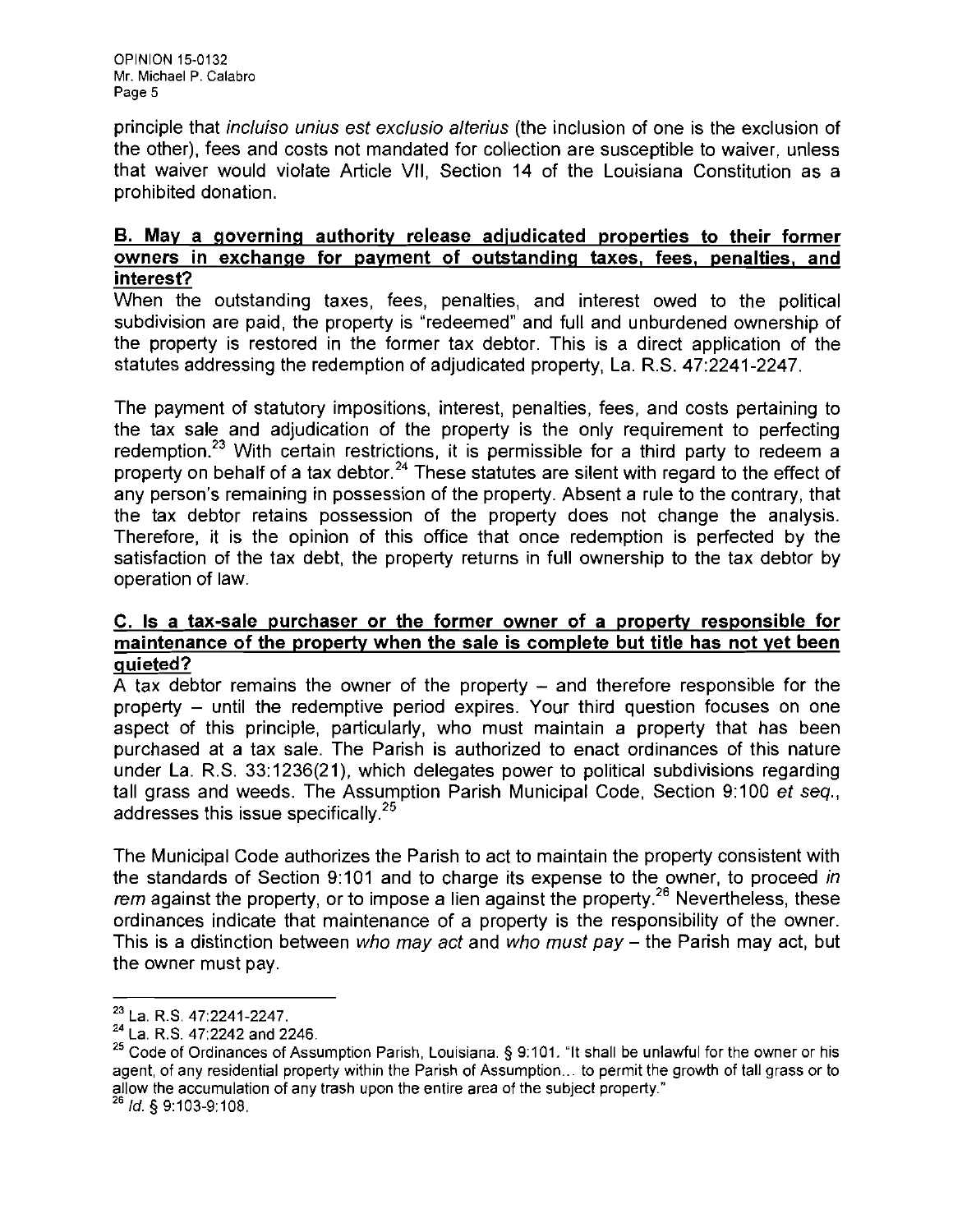principle that *incluiso unius est exclusio alterius* (the inclusion of one is the exclusion of the other), fees and costs not mandated for collection are susceptible to waiver, unless that waiver would violate Article VII, Section 14 of the Louisiana Constitution as a prohibited donation.

## B. May a governing authority release adjudicated properties to their former owners in exchange for payment of outstanding taxes, fees, penalties, and interest?

When the outstanding taxes, fees, penalties, and interest owed to the political subdivision are paid, the property is "redeemed" and full and unburdened ownership of the property is restored in the former tax debtor. This is a direct application of the statutes addressing the redemption of adjudicated property, La. R.S. 47:2241-2247.

The payment of statutory impositions, interest, penalties, fees, and costs pertaining to the tax sale and adjudication of the property is the only requirement to perfecting redemption.[23] With certain restrictions, it is permissible for a third party to redeem a property on behalf of a tax debtor.[24] These statutes are silent with regard to the effect of any person's remaining in possession of the property. Absent a rule to the contrary, that the tax debtor retains possession of the property does not change the analysis. Therefore, it is the opinion of this office that once redemption is perfected by the satisfaction of the tax debt, the property returns in full ownership to the tax debtor by operation of law.

## C. Is a tax-sale purchaser or the former owner of a property responsible for maintenance of the property when the sale is complete but title has not yet been quieted?

A tax debtor remains the owner of the property – and therefore responsible for the property – until the redemptive period expires. Your third question focuses on one aspect of this principle, particularly, who must maintain a property that has been purchased at a tax sale. The Parish is authorized to enact ordinances of this nature under La. R.S. 33:1236(21), which delegates power to political subdivisions regarding tall grass and weeds. The Assumption Parish Municipal Code, Section 9:100 *et seq.*, addresses this issue specifically.[25]

The Municipal Code authorizes the Parish to act to maintain the property consistent with the standards of Section 9:101 and to charge its expense to the owner, to proceed *in rem* against the property, or to impose a lien against the property.[26] Nevertheless, these ordinances indicate that maintenance of a property is the responsibility of the owner. This is a distinction between *who may act* and *who must pay* – the Parish may act, but the owner must pay.

---

[23] La. R.S. 47:2241-2247.

[24] La. R.S. 47:2242 and 2246.

[25] Code of Ordinances of Assumption Parish, Louisiana. § 9:101. "It shall be unlawful for the owner or his agent, of any residential property within the Parish of Assumption… to permit the growth of tall grass or to allow the accumulation of any trash upon the entire area of the subject property."

[26] *Id.* § 9:103-9:108.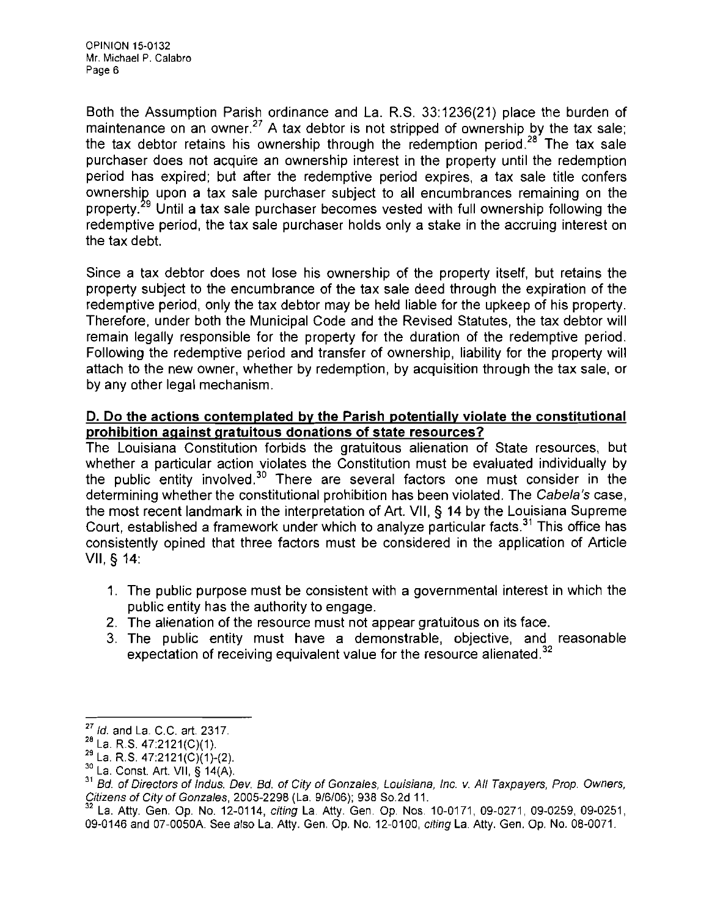Both the Assumption Parish ordinance and La. R.S. 33:1236(21) place the burden of maintenance on an owner.[27] A tax debtor is not stripped of ownership by the tax sale; the tax debtor retains his ownership through the redemption period.[28] The tax sale purchaser does not acquire an ownership interest in the property until the redemption period has expired; but after the redemptive period expires, a tax sale title confers ownership upon a tax sale purchaser subject to all encumbrances remaining on the property.[29] Until a tax sale purchaser becomes vested with full ownership following the redemptive period, the tax sale purchaser holds only a stake in the accruing interest on the tax debt.

Since a tax debtor does not lose his ownership of the property itself, but retains the property subject to the encumbrance of the tax sale deed through the expiration of the redemptive period, only the tax debtor may be held liable for the upkeep of his property. Therefore, under both the Municipal Code and the Revised Statutes, the tax debtor will remain legally responsible for the property for the duration of the redemptive period. Following the redemptive period and transfer of ownership, liability for the property will attach to the new owner, whether by redemption, by acquisition through the tax sale, or by any other legal mechanism.

**D. Do the actions contemplated by the Parish potentially violate the constitutional prohibition against gratuitous donations of state resources?**

The Louisiana Constitution forbids the gratuitous alienation of State resources, but whether a particular action violates the Constitution must be evaluated individually by the public entity involved.[30] There are several factors one must consider in the determining whether the constitutional prohibition has been violated. The *Cabela's* case, the most recent landmark in the interpretation of Art. VII, § 14 by the Louisiana Supreme Court, established a framework under which to analyze particular facts.[31] This office has consistently opined that three factors must be considered in the application of Article VII, § 14:

1. The public purpose must be consistent with a governmental interest in which the public entity has the authority to engage.
2. The alienation of the resource must not appear gratuitous on its face.
3. The public entity must have a demonstrable, objective, and reasonable expectation of receiving equivalent value for the resource alienated.[32]

---

[27] *Id.* and La. C.C. art. 2317.

[28] La. R.S. 47:2121(C)(1).

[29] La. R.S. 47:2121(C)(1)-(2).

[30] La. Const. Art. VII, § 14(A).

[31] *Bd. of Directors of Indus. Dev. Bd. of City of Gonzales, Louisiana, Inc. v. All Taxpayers, Prop. Owners, Citizens of City of Gonzales*, 2005-2298 (La. 9/6/06); 938 So.2d 11.

[32] La. Atty. Gen. Op. No. 12-0114, *citing* La. Atty. Gen. Op. Nos. 10-0171, 09-0271, 09-0259, 09-0251, 09-0146 and 07-0050A. See *also* La. Atty. Gen. Op. No. 12-0100, *citing* La. Atty. Gen. Op. No. 08-0071.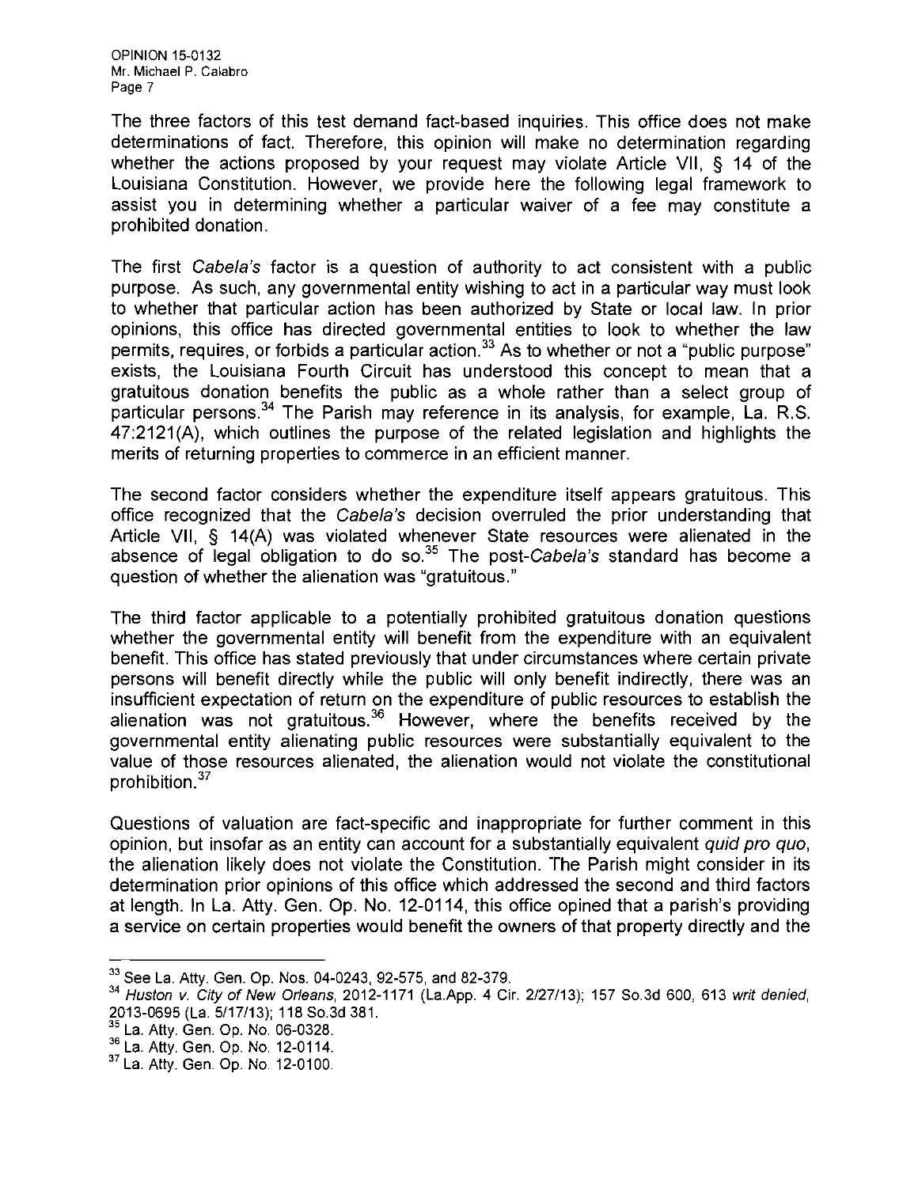The three factors of this test demand fact-based inquiries. This office does not make determinations of fact. Therefore, this opinion will make no determination regarding whether the actions proposed by your request may violate Article VII, § 14 of the Louisiana Constitution. However, we provide here the following legal framework to assist you in determining whether a particular waiver of a fee may constitute a prohibited donation.

The first *Cabela's* factor is a question of authority to act consistent with a public purpose. As such, any governmental entity wishing to act in a particular way must look to whether that particular action has been authorized by State or local law. In prior opinions, this office has directed governmental entities to look to whether the law permits, requires, or forbids a particular action.[33] As to whether or not a "public purpose" exists, the Louisiana Fourth Circuit has understood this concept to mean that a gratuitous donation benefits the public as a whole rather than a select group of particular persons.[34] The Parish may reference in its analysis, for example, La. R.S. 47:2121(A), which outlines the purpose of the related legislation and highlights the merits of returning properties to commerce in an efficient manner.

The second factor considers whether the expenditure itself appears gratuitous. This office recognized that the *Cabela's* decision overruled the prior understanding that Article VII, § 14(A) was violated whenever State resources were alienated in the absence of legal obligation to do so.[35] The post-*Cabela's* standard has become a question of whether the alienation was "gratuitous."

The third factor applicable to a potentially prohibited gratuitous donation questions whether the governmental entity will benefit from the expenditure with an equivalent benefit. This office has stated previously that under circumstances where certain private persons will benefit directly while the public will only benefit indirectly, there was an insufficient expectation of return on the expenditure of public resources to establish the alienation was not gratuitous.[36] However, where the benefits received by the governmental entity alienating public resources were substantially equivalent to the value of those resources alienated, the alienation would not violate the constitutional prohibition.[37]

Questions of valuation are fact-specific and inappropriate for further comment in this opinion, but insofar as an entity can account for a substantially equivalent *quid pro quo*, the alienation likely does not violate the Constitution. The Parish might consider in its determination prior opinions of this office which addressed the second and third factors at length. In La. Atty. Gen. Op. No. 12-0114, this office opined that a parish's providing a service on certain properties would benefit the owners of that property directly and the

---

[33] See La. Atty. Gen. Op. Nos. 04-0243, 92-575, and 82-379.

[34] *Huston v. City of New Orleans*, 2012-1171 (La.App. 4 Cir. 2/27/13); 157 So.3d 600, 613 *writ denied*, 2013-0695 (La. 5/17/13); 118 So.3d 381.

[35] La. Atty. Gen. Op. No. 06-0328.

[36] La. Atty. Gen. Op. No. 12-0114.

[37] La. Atty. Gen. Op. No. 12-0100.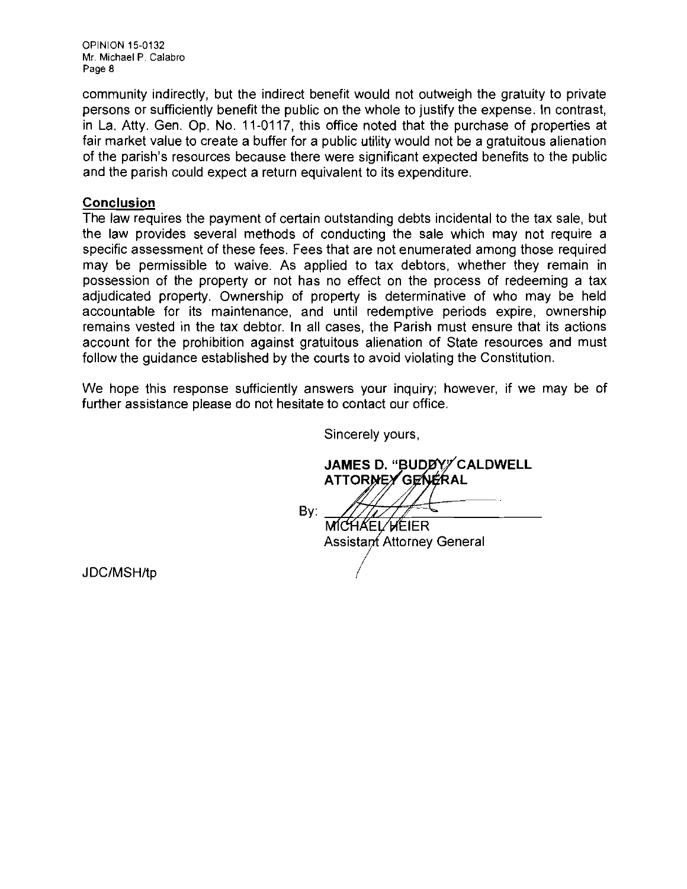community indirectly, but the indirect benefit would not outweigh the gratuity to private persons or sufficiently benefit the public on the whole to justify the expense. In contrast, in La. Atty. Gen. Op. No. 11-0117, this office noted that the purchase of properties at fair market value to create a buffer for a public utility would not be a gratuitous alienation of the parish's resources because there were significant expected benefits to the public and the parish could expect a return equivalent to its expenditure.

**Conclusion**

The law requires the payment of certain outstanding debts incidental to the tax sale, but the law provides several methods of conducting the sale which may not require a specific assessment of these fees. Fees that are not enumerated among those required may be permissible to waive. As applied to tax debtors, whether they remain in possession of the property or not has no effect on the process of redeeming a tax adjudicated property. Ownership of property is determinative of who may be held accountable for its maintenance, and until redemptive periods expire, ownership remains vested in the tax debtor. In all cases, the Parish must ensure that its actions account for the prohibition against gratuitous alienation of State resources and must follow the guidance established by the courts to avoid violating the Constitution.

We hope this response sufficiently answers your inquiry; however, if we may be of further assistance please do not hesitate to contact our office.

Sincerely yours,

**JAMES D. "BUDDY" CALDWELL**
**ATTORNEY GENERAL**

By: ______________________
MICHAEL HEIER
Assistant Attorney General

JDC/MSH/tp